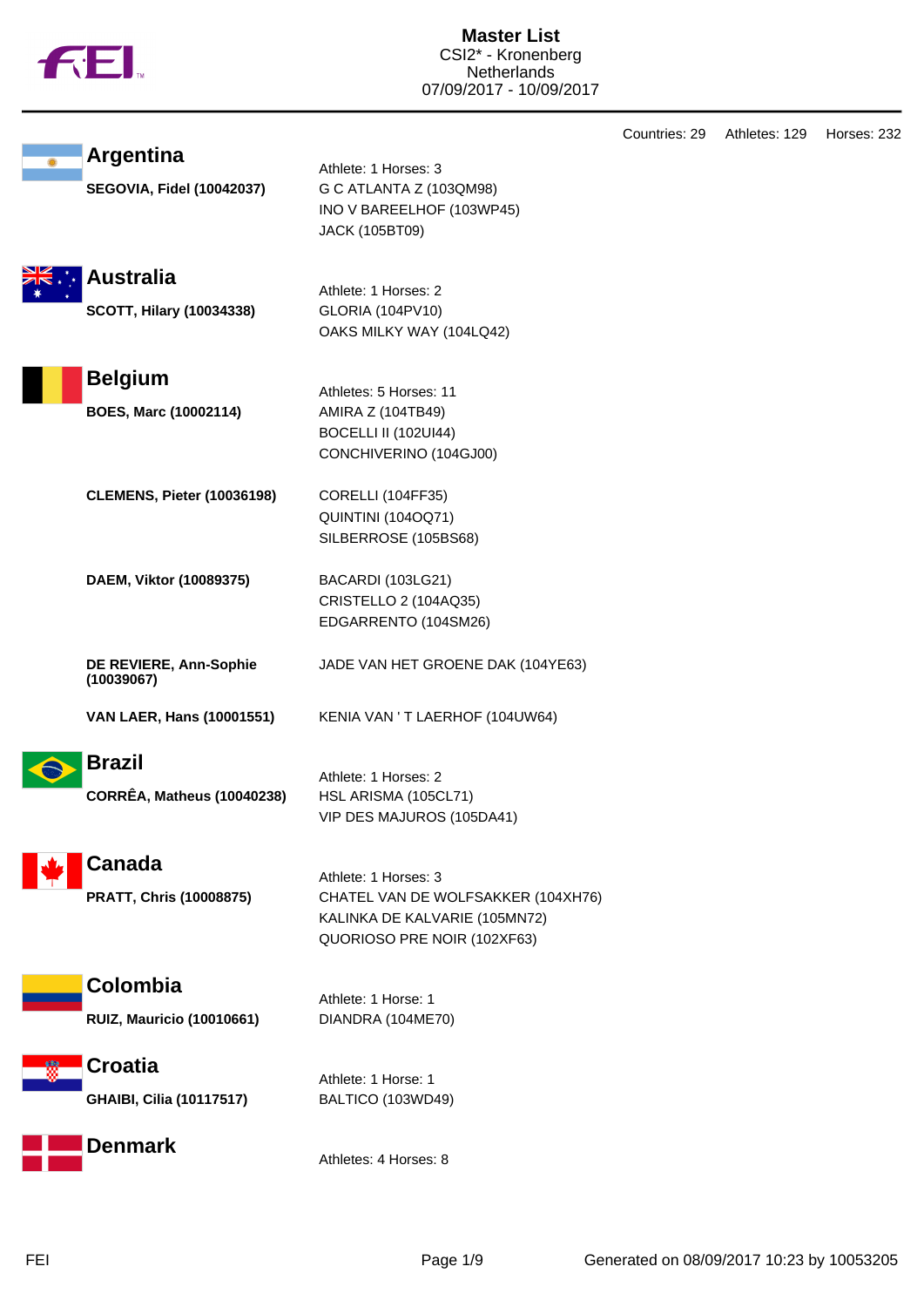# Master List

CSI2* - Kronenberg
Netherlands
07/09/2017 - 10/09/2017

Countries: 29 Athletes: 129 Horses: 232

## Argentina

**SEGOVIA, Fidel (10042037)**

Athlete: 1 Horses: 3
G C ATLANTA Z (103QM98)
INO V BAREELHOF (103WP45)
JACK (105BT09)

## Australia

**SCOTT, Hilary (10034338)**

Athlete: 1 Horses: 2
GLORIA (104PV10)
OAKS MILKY WAY (104LQ42)

## Belgium

Athletes: 5 Horses: 11

**BOES, Marc (10002114)**

AMIRA Z (104TB49)
BOCELLI II (102UI44)
CONCHIVERINO (104GJ00)

**CLEMENS, Pieter (10036198)**

CORELLI (104FF35)
QUINTINI (104OQ71)
SILBERROSE (105BS68)

**DAEM, Viktor (10089375)**

BACARDI (103LG21)
CRISTELLO 2 (104AQ35)
EDGARRENTO (104SM26)

**DE REVIERE, Ann-Sophie (10039067)**

JADE VAN HET GROENE DAK (104YE63)

**VAN LAER, Hans (10001551)**

KENIA VAN ' T LAERHOF (104UW64)

## Brazil

**CORRÊA, Matheus (10040238)**

Athlete: 1 Horses: 2
HSL ARISMA (105CL71)
VIP DES MAJUROS (105DA41)

## Canada

**PRATT, Chris (10008875)**

Athlete: 1 Horses: 3
CHATEL VAN DE WOLFSAKKER (104XH76)
KALINKA DE KALVARIE (105MN72)
QUORIOSO PRE NOIR (102XF63)

## Colombia

**RUIZ, Mauricio (10010661)**

Athlete: 1 Horse: 1
DIANDRA (104ME70)

## Croatia

**GHAIBI, Cilia (10117517)**

Athlete: 1 Horse: 1
BALTICO (103WD49)

## Denmark

Athletes: 4 Horses: 8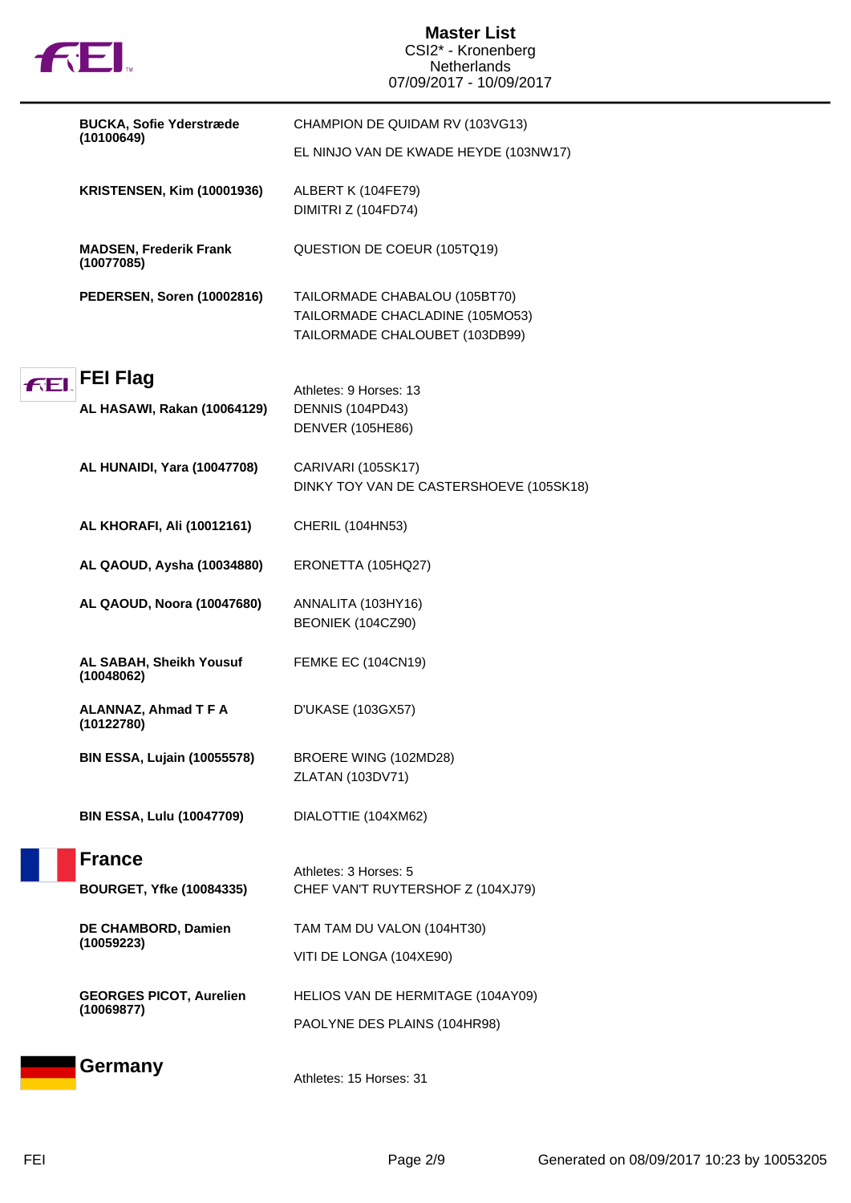| Athlete | Horses |
| --- | --- |
| **BUCKA, Sofie Yderstræde (10100649)** | CHAMPION DE QUIDAM RV (103VG13)<br>EL NINJO VAN DE KWADE HEYDE (103NW17) |
| **KRISTENSEN, Kim (10001936)** | ALBERT K (104FE79)<br>DIMITRI Z (104FD74) |
| **MADSEN, Frederik Frank (10077085)** | QUESTION DE COEUR (105TQ19) |
| **PEDERSEN, Soren (10002816)** | TAILORMADE CHABALOU (105BT70)<br>TAILORMADE CHACLADINE (105MO53)<br>TAILORMADE CHALOUBET (103DB99) |

## FEI Flag

Athletes: 9 Horses: 13

| Athlete | Horses |
| --- | --- |
| **AL HASAWI, Rakan (10064129)** | DENNIS (104PD43)<br>DENVER (105HE86) |
| **AL HUNAIDI, Yara (10047708)** | CARIVARI (105SK17)<br>DINKY TOY VAN DE CASTERSHOEVE (105SK18) |
| **AL KHORAFI, Ali (10012161)** | CHERIL (104HN53) |
| **AL QAOUD, Aysha (10034880)** | ERONETTA (105HQ27) |
| **AL QAOUD, Noora (10047680)** | ANNALITA (103HY16)<br>BEONIEK (104CZ90) |
| **AL SABAH, Sheikh Yousuf (10048062)** | FEMKE EC (104CN19) |
| **ALANNAZ, Ahmad T F A (10122780)** | D'UKASE (103GX57) |
| **BIN ESSA, Lujain (10055578)** | BROERE WING (102MD28)<br>ZLATAN (103DV71) |
| **BIN ESSA, Lulu (10047709)** | DIALOTTIE (104XM62) |

## France

Athletes: 3 Horses: 5

| Athlete | Horses |
| --- | --- |
| **BOURGET, Yfke (10084335)** | CHEF VAN'T RUYTERSHOF Z (104XJ79) |
| **DE CHAMBORD, Damien (10059223)** | TAM TAM DU VALON (104HT30)<br>VITI DE LONGA (104XE90) |
| **GEORGES PICOT, Aurelien (10069877)** | HELIOS VAN DE HERMITAGE (104AY09)<br>PAOLYNE DES PLAINS (104HR98) |

## Germany

Athletes: 15 Horses: 31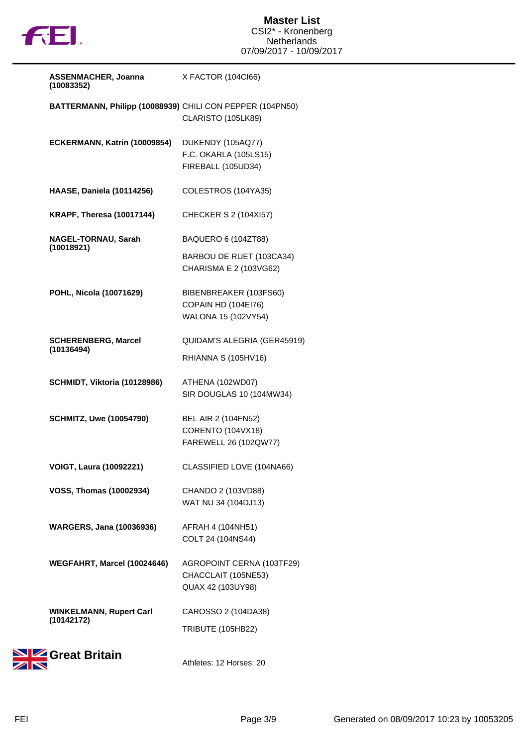| Athlete | Horses |
|---|---|
| **ASSENMACHER, Joanna (10083352)** | X FACTOR (104CI66) |
| **BATTERMANN, Philipp (10088939)** | CHILI CON PEPPER (104PN50)<br>CLARISTO (105LK89) |
| **ECKERMANN, Katrin (10009854)** | DUKENDY (105AQ77)<br>F.C. OKARLA (105LS15)<br>FIREBALL (105UD34) |
| **HAASE, Daniela (10114256)** | COLESTROS (104YA35) |
| **KRAPF, Theresa (10017144)** | CHECKER S 2 (104XI57) |
| **NAGEL-TORNAU, Sarah (10018921)** | BAQUERO 6 (104ZT88)<br>BARBOU DE RUET (103CA34)<br>CHARISMA E 2 (103VG62) |
| **POHL, Nicola (10071629)** | BIBENBREAKER (103FS60)<br>COPAIN HD (104EI76)<br>WALONA 15 (102VY54) |
| **SCHERENBERG, Marcel (10136494)** | QUIDAM'S ALEGRIA (GER45919)<br>RHIANNA S (105HV16) |
| **SCHMIDT, Viktoria (10128986)** | ATHENA (102WD07)<br>SIR DOUGLAS 10 (104MW34) |
| **SCHMITZ, Uwe (10054790)** | BEL AIR 2 (104FN52)<br>CORENTO (104VX18)<br>FAREWELL 26 (102QW77) |
| **VOIGT, Laura (10092221)** | CLASSIFIED LOVE (104NA66) |
| **VOSS, Thomas (10002934)** | CHANDO 2 (103VD88)<br>WAT NU 34 (104DJ13) |
| **WARGERS, Jana (10036936)** | AFRAH 4 (104NH51)<br>COLT 24 (104NS44) |
| **WEGFAHRT, Marcel (10024646)** | AGROPOINT CERNA (103TF29)<br>CHACCLAIT (105NE53)<br>QUAX 42 (103UY98) |
| **WINKELMANN, Rupert Carl (10142172)** | CAROSSO 2 (104DA38)<br>TRIBUTE (105HB22) |

## Great Britain

Athletes: 12 Horses: 20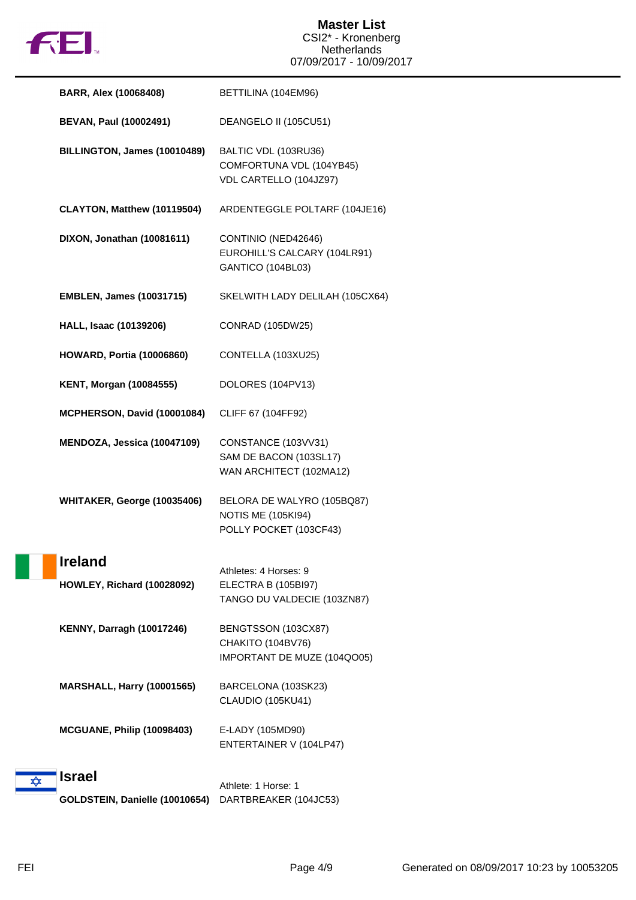# Master List
CSI2* - Kronenberg
Netherlands
07/09/2017 - 10/09/2017

| | |
|---|---|
| **BARR, Alex (10068408)** | BETTILINA (104EM96) |
| **BEVAN, Paul (10002491)** | DEANGELO II (105CU51) |
| **BILLINGTON, James (10010489)** | BALTIC VDL (103RU36)<br>COMFORTUNA VDL (104YB45)<br>VDL CARTELLO (104JZ97) |
| **CLAYTON, Matthew (10119504)** | ARDENTEGGLE POLTARF (104JE16) |
| **DIXON, Jonathan (10081611)** | CONTINIO (NED42646)<br>EUROHILL'S CALCARY (104LR91)<br>GANTICO (104BL03) |
| **EMBLEN, James (10031715)** | SKELWITH LADY DELILAH (105CX64) |
| **HALL, Isaac (10139206)** | CONRAD (105DW25) |
| **HOWARD, Portia (10006860)** | CONTELLA (103XU25) |
| **KENT, Morgan (10084555)** | DOLORES (104PV13) |
| **MCPHERSON, David (10001084)** | CLIFF 67 (104FF92) |
| **MENDOZA, Jessica (10047109)** | CONSTANCE (103VV31)<br>SAM DE BACON (103SL17)<br>WAN ARCHITECT (102MA12) |
| **WHITAKER, George (10035406)** | BELORA DE WALYRO (105BQ87)<br>NOTIS ME (105KI94)<br>POLLY POCKET (103CF43) |

## Ireland

Athletes: 4 Horses: 9

| | |
|---|---|
| **HOWLEY, Richard (10028092)** | ELECTRA B (105BI97)<br>TANGO DU VALDECIE (103ZN87) |
| **KENNY, Darragh (10017246)** | BENGTSSON (103CX87)<br>CHAKITO (104BV76)<br>IMPORTANT DE MUZE (104QO05) |
| **MARSHALL, Harry (10001565)** | BARCELONA (103SK23)<br>CLAUDIO (105KU41) |
| **MCGUANE, Philip (10098403)** | E-LADY (105MD90)<br>ENTERTAINER V (104LP47) |

## Israel

Athlete: 1 Horse: 1

| | |
|---|---|
| **GOLDSTEIN, Danielle (10010654)** | DARTBREAKER (104JC53) |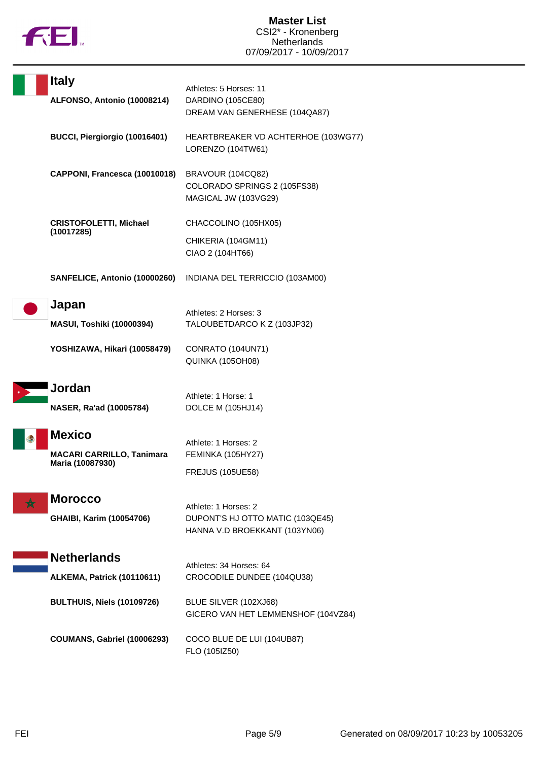# Master List

CSI2* - Kronenberg
Netherlands
07/09/2017 - 10/09/2017

## Italy

Athletes: 5 Horses: 11

| Athlete | Horses |
|---|---|
| **ALFONSO, Antonio (10008214)** | DARDINO (105CE80)<br>DREAM VAN GENERHESE (104QA87) |
| **BUCCI, Piergiorgio (10016401)** | HEARTBREAKER VD ACHTERHOE (103WG77)<br>LORENZO (104TW61) |
| **CAPPONI, Francesca (10010018)** | BRAVOUR (104CQ82)<br>COLORADO SPRINGS 2 (105FS38)<br>MAGICAL JW (103VG29) |
| **CRISTOFOLETTI, Michael (10017285)** | CHACCOLINO (105HX05)<br>CHIKERIA (104GM11)<br>CIAO 2 (104HT66) |
| **SANFELICE, Antonio (10000260)** | INDIANA DEL TERRICCIO (103AM00) |

## Japan

Athletes: 2 Horses: 3

| Athlete | Horses |
|---|---|
| **MASUI, Toshiki (10000394)** | TALOUBETDARCO K Z (103JP32) |
| **YOSHIZAWA, Hikari (10058479)** | CONRATO (104UN71)<br>QUINKA (105OH08) |

## Jordan

Athlete: 1 Horse: 1

| Athlete | Horses |
|---|---|
| **NASER, Ra'ad (10005784)** | DOLCE M (105HJ14) |

## Mexico

Athlete: 1 Horses: 2

| Athlete | Horses |
|---|---|
| **MACARI CARRILLO, Tanimara Maria (10087930)** | FEMINKA (105HY27)<br>FREJUS (105UE58) |

## Morocco

Athlete: 1 Horses: 2

| Athlete | Horses |
|---|---|
| **GHAIBI, Karim (10054706)** | DUPONT'S HJ OTTO MATIC (103QE45)<br>HANNA V.D BROEKKANT (103YN06) |

## Netherlands

Athletes: 34 Horses: 64

| Athlete | Horses |
|---|---|
| **ALKEMA, Patrick (10110611)** | CROCODILE DUNDEE (104QU38) |
| **BULTHUIS, Niels (10109726)** | BLUE SILVER (102XJ68)<br>GICERO VAN HET LEMMENSHOF (104VZ84) |
| **COUMANS, Gabriel (10006293)** | COCO BLUE DE LUI (104UB87)<br>FLO (105IZ50) |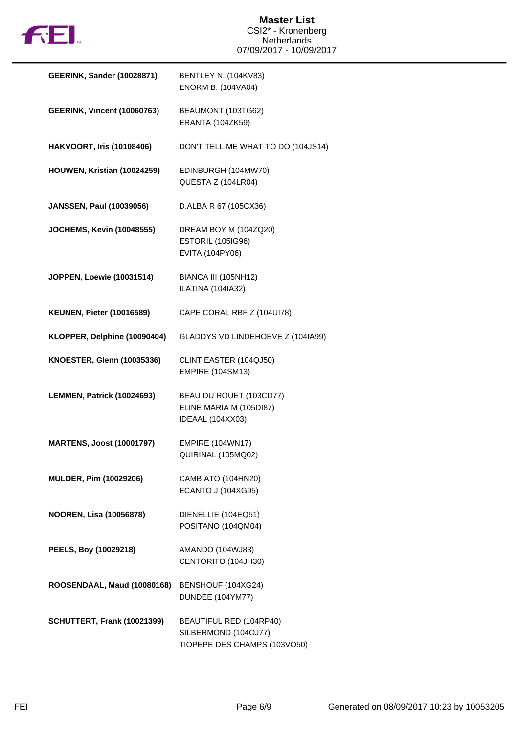# Master List

CSI2* - Kronenberg
Netherlands
07/09/2017 - 10/09/2017

| Rider | Horses |
|---|---|
| **GEERINK, Sander (10028871)** | BENTLEY N. (104KV83)<br>ENORM B. (104VA04) |
| **GEERINK, Vincent (10060763)** | BEAUMONT (103TG62)<br>ERANTA (104ZK59) |
| **HAKVOORT, Iris (10108406)** | DON'T TELL ME WHAT TO DO (104JS14) |
| **HOUWEN, Kristian (10024259)** | EDINBURGH (104MW70)<br>QUESTA Z (104LR04) |
| **JANSSEN, Paul (10039056)** | D.ALBA R 67 (105CX36) |
| **JOCHEMS, Kevin (10048555)** | DREAM BOY M (104ZQ20)<br>ESTORIL (105IG96)<br>EVITA (104PY06) |
| **JOPPEN, Loewie (10031514)** | BIANCA III (105NH12)<br>ILATINA (104IA32) |
| **KEUNEN, Pieter (10016589)** | CAPE CORAL RBF Z (104UI78) |
| **KLOPPER, Delphine (10090404)** | GLADDYS VD LINDEHOEVE Z (104IA99) |
| **KNOESTER, Glenn (10035336)** | CLINT EASTER (104QJ50)<br>EMPIRE (104SM13) |
| **LEMMEN, Patrick (10024693)** | BEAU DU ROUET (103CD77)<br>ELINE MARIA M (105DI87)<br>IDEAAL (104XX03) |
| **MARTENS, Joost (10001797)** | EMPIRE (104WN17)<br>QUIRINAL (105MQ02) |
| **MULDER, Pim (10029206)** | CAMBIATO (104HN20)<br>ECANTO J (104XG95) |
| **NOOREN, Lisa (10056878)** | DIENELLIE (104EQ51)<br>POSITANO (104QM04) |
| **PEELS, Boy (10029218)** | AMANDO (104WJ83)<br>CENTORITO (104JH30) |
| **ROOSENDAAL, Maud (10080168)** | BENSHOUF (104XG24)<br>DUNDEE (104YM77) |
| **SCHUTTERT, Frank (10021399)** | BEAUTIFUL RED (104RP40)<br>SILBERMOND (104OJ77)<br>TIOPEPE DES CHAMPS (103VO50) |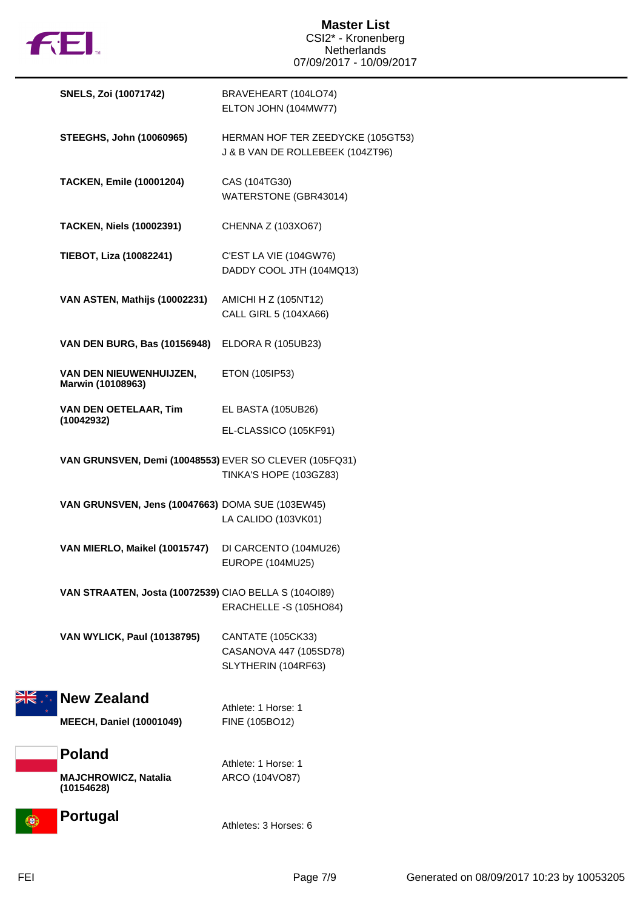| | |
|---|---|
| **SNELS, Zoi (10071742)** | BRAVEHEART (104LO74)<br>ELTON JOHN (104MW77) |
| **STEEGHS, John (10060965)** | HERMAN HOF TER ZEEDYCKE (105GT53)<br>J & B VAN DE ROLLEBEEK (104ZT96) |
| **TACKEN, Emile (10001204)** | CAS (104TG30)<br>WATERSTONE (GBR43014) |
| **TACKEN, Niels (10002391)** | CHENNA Z (103XO67) |
| **TIEBOT, Liza (10082241)** | C'EST LA VIE (104GW76)<br>DADDY COOL JTH (104MQ13) |
| **VAN ASTEN, Mathijs (10002231)** | AMICHI H Z (105NT12)<br>CALL GIRL 5 (104XA66) |
| **VAN DEN BURG, Bas (10156948)** | ELDORA R (105UB23) |
| **VAN DEN NIEUWENHUIJZEN, Marwin (10108963)** | ETON (105IP53) |
| **VAN DEN OETELAAR, Tim (10042932)** | EL BASTA (105UB26)<br>EL-CLASSICO (105KF91) |
| **VAN GRUNSVEN, Demi (10048553)** | EVER SO CLEVER (105FQ31)<br>TINKA'S HOPE (103GZ83) |
| **VAN GRUNSVEN, Jens (10047663)** | DOMA SUE (103EW45)<br>LA CALIDO (103VK01) |
| **VAN MIERLO, Maikel (10015747)** | DI CARCENTO (104MU26)<br>EUROPE (104MU25) |
| **VAN STRAATEN, Josta (10072539)** | CIAO BELLA S (104OI89)<br>ERACHELLE -S (105HO84) |
| **VAN WYLICK, Paul (10138795)** | CANTATE (105CK33)<br>CASANOVA 447 (105SD78)<br>SLYTHERIN (104RF63) |

## New Zealand

Athlete: 1 Horse: 1

| | |
|---|---|
| **MEECH, Daniel (10001049)** | FINE (105BO12) |

## Poland

Athlete: 1 Horse: 1

| | |
|---|---|
| **MAJCHROWICZ, Natalia (10154628)** | ARCO (104VO87) |

## Portugal

Athletes: 3 Horses: 6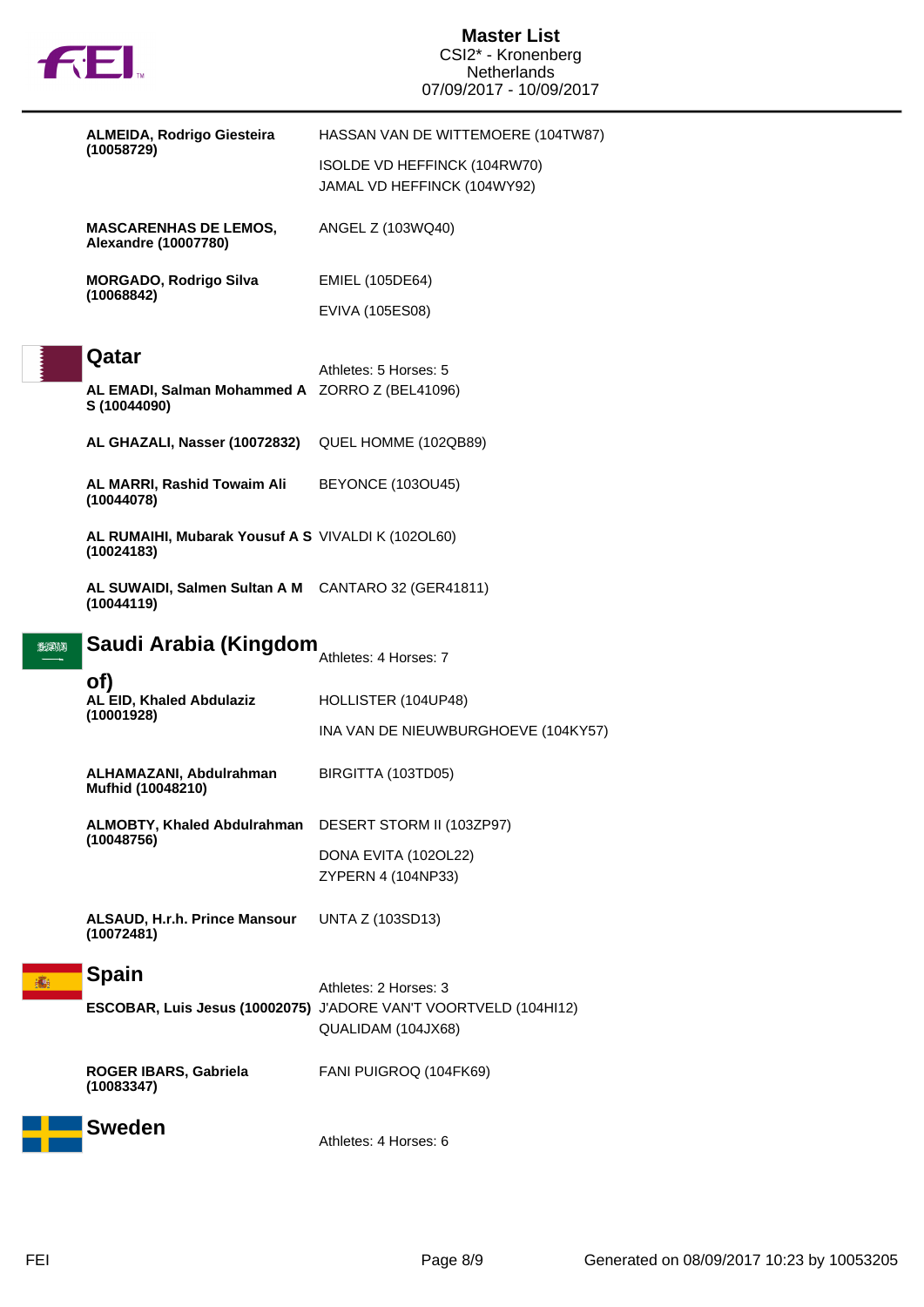| Athlete | Horse |
|---|---|
| **ALMEIDA, Rodrigo Giesteira (10058729)** | HASSAN VAN DE WITTEMOERE (104TW87) |
| | ISOLDE VD HEFFINCK (104RW70) |
| | JAMAL VD HEFFINCK (104WY92) |
| **MASCARENHAS DE LEMOS, Alexandre (10007780)** | ANGEL Z (103WQ40) |
| **MORGADO, Rodrigo Silva (10068842)** | EMIEL (105DE64) |
| | EVIVA (105ES08) |

## Qatar

Athletes: 5 Horses: 5

| Athlete | Horse |
|---|---|
| **AL EMADI, Salman Mohammed A S (10044090)** | ZORRO Z (BEL41096) |
| **AL GHAZALI, Nasser (10072832)** | QUEL HOMME (102QB89) |
| **AL MARRI, Rashid Towaim Ali (10044078)** | BEYONCE (103OU45) |
| **AL RUMAIHI, Mubarak Yousuf A S (10024183)** | VIVALDI K (102OL60) |
| **AL SUWAIDI, Salmen Sultan A M (10044119)** | CANTARO 32 (GER41811) |

## Saudi Arabia (Kingdom of)

Athletes: 4 Horses: 7

| Athlete | Horse |
|---|---|
| **AL EID, Khaled Abdulaziz (10001928)** | HOLLISTER (104UP48) |
| | INA VAN DE NIEUWBURGHOEVE (104KY57) |
| **ALHAMAZANI, Abdulrahman Mufhid (10048210)** | BIRGITTA (103TD05) |
| **ALMOBTY, Khaled Abdulrahman (10048756)** | DESERT STORM II (103ZP97) |
| | DONA EVITA (102OL22) |
| | ZYPERN 4 (104NP33) |
| **ALSAUD, H.r.h. Prince Mansour (10072481)** | UNTA Z (103SD13) |

## Spain

Athletes: 2 Horses: 3

| Athlete | Horse |
|---|---|
| **ESCOBAR, Luis Jesus (10002075)** | J'ADORE VAN'T VOORTVELD (104HI12) |
| | QUALIDAM (104JX68) |
| **ROGER IBARS, Gabriela (10083347)** | FANI PUIGROQ (104FK69) |

## Sweden

Athletes: 4 Horses: 6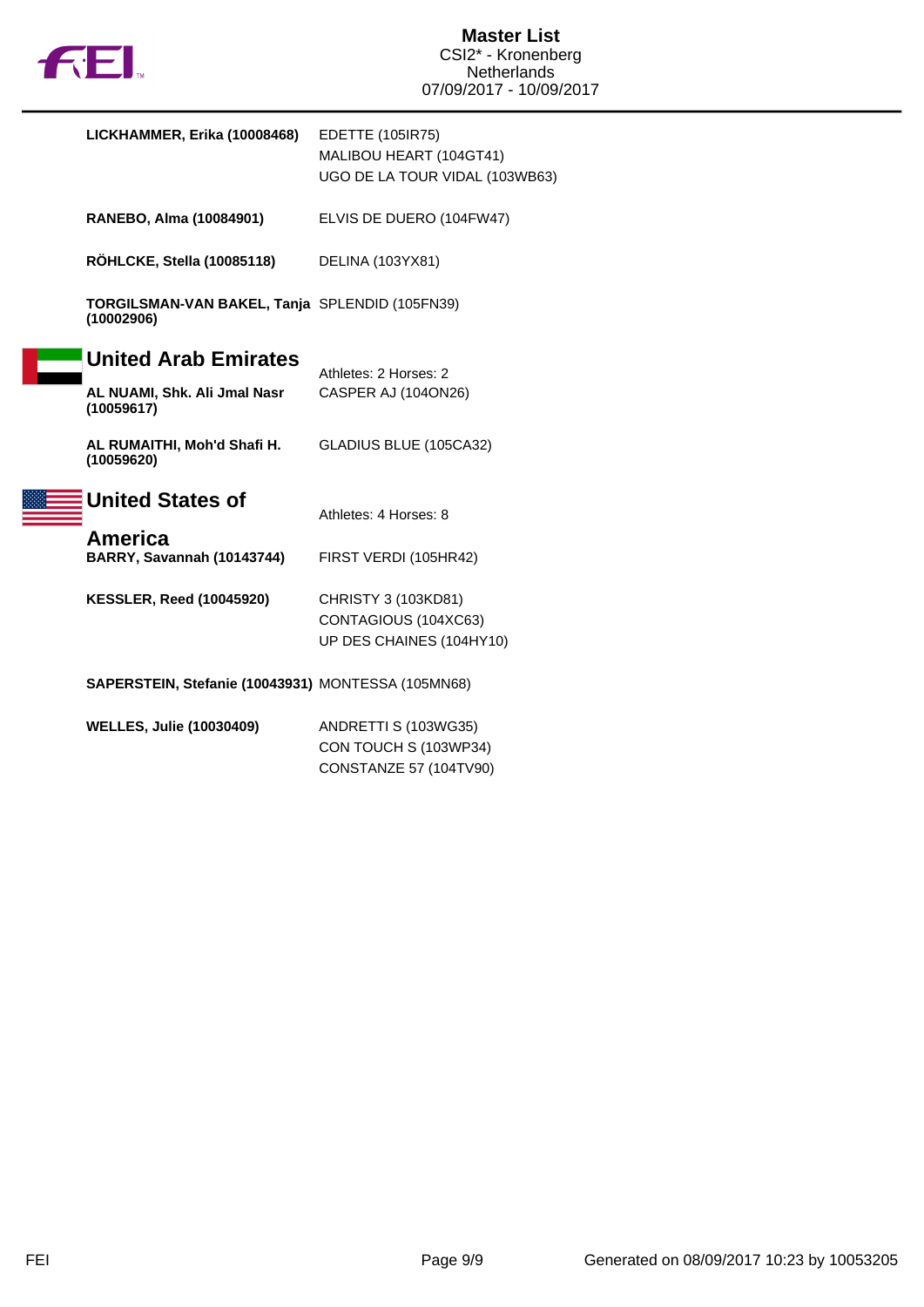| | |
|---|---|
| **LICKHAMMER, Erika (10008468)** | EDETTE (105IR75)<br>MALIBOU HEART (104GT41)<br>UGO DE LA TOUR VIDAL (103WB63) |
| **RANEBO, Alma (10084901)** | ELVIS DE DUERO (104FW47) |
| **RÖHLCKE, Stella (10085118)** | DELINA (103YX81) |
| **TORGILSMAN-VAN BAKEL, Tanja (10002906)** | SPLENDID (105FN39) |

## United Arab Emirates

Athletes: 2 Horses: 2

| | |
|---|---|
| **AL NUAMI, Shk. Ali Jmal Nasr (10059617)** | CASPER AJ (104ON26) |
| **AL RUMAITHI, Moh'd Shafi H. (10059620)** | GLADIUS BLUE (105CA32) |

## United States of America

Athletes: 4 Horses: 8

| | |
|---|---|
| **BARRY, Savannah (10143744)** | FIRST VERDI (105HR42) |
| **KESSLER, Reed (10045920)** | CHRISTY 3 (103KD81)<br>CONTAGIOUS (104XC63)<br>UP DES CHAINES (104HY10) |
| **SAPERSTEIN, Stefanie (10043931)** | MONTESSA (105MN68) |
| **WELLES, Julie (10030409)** | ANDRETTI S (103WG35)<br>CON TOUCH S (103WP34)<br>CONSTANZE 57 (104TV90) |